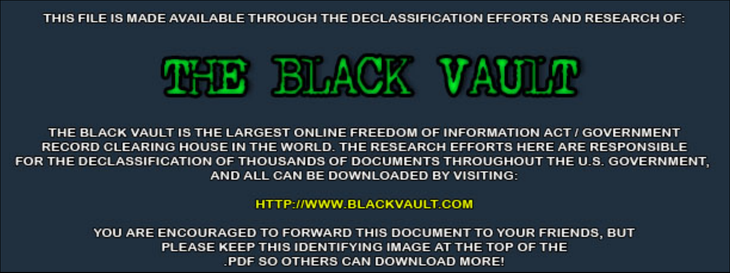THIS FILE IS MADE AVAILABLE THROUGH THE DECLASSIFICATION EFFORTS AND RESEARCH OF:

# THE BLACK VAULT

THE BLACK VAULT IS THE LARGEST ONLINE FREEDOM OF INFORMATION ACT / GOVERNMENT RECORD CLEARING HOUSE IN THE WORLD. THE RESEARCH EFFORTS HERE ARE RESPONSIBLE FOR THE DECLASSIFICATION OF THOUSANDS OF DOCUMENTS THROUGHOUT THE U.S. GOVERNMENT, AND ALL CAN BE DOWNLOADED BY VISITING:

HTTP://WWW.BLACKVAULT.COM

YOU ARE ENCOURAGED TO FORWARD THIS DOCUMENT TO YOUR FRIENDS, BUT PLEASE KEEP THIS IDENTIFYING IMAGE AT THE TOP OF THE .PDF SO OTHERS CAN DOWNLOAD MORE!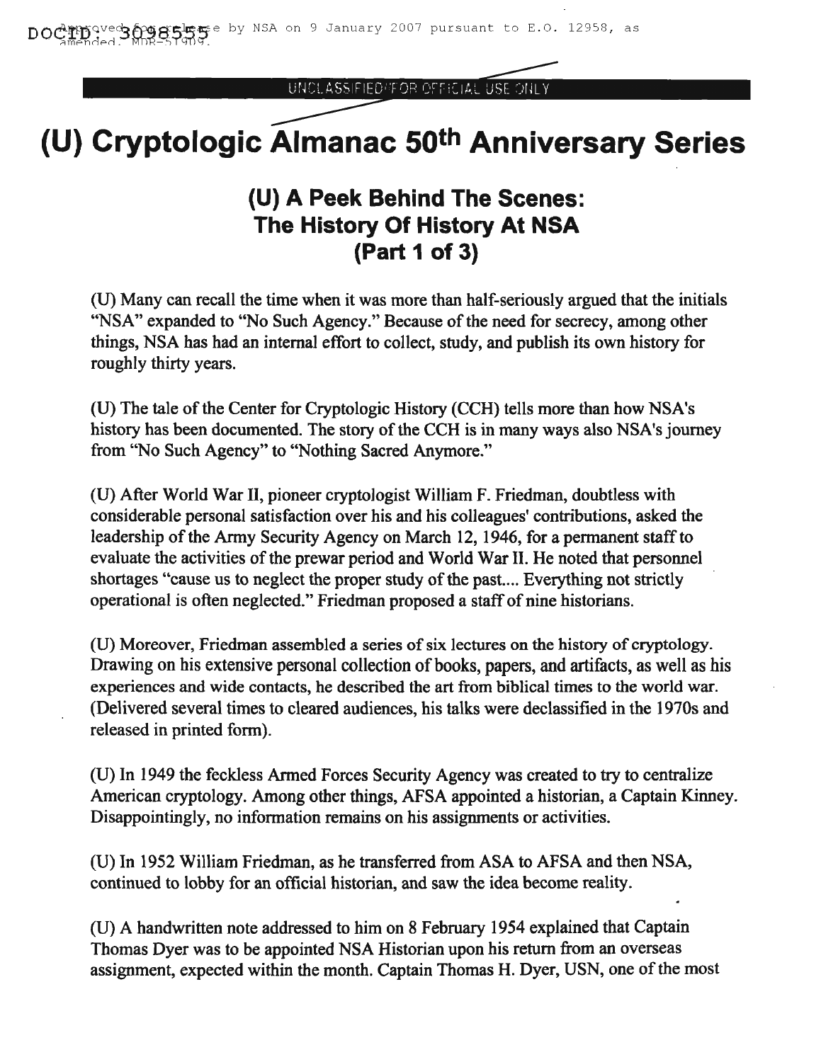# (U) Cryptologic Almanac 50th Anniversary Series

## (U) A Peek Behind The Scenes: The History Of History At NSA (Part 1 of 3)

(U) Many can recall the time when it was more than half-seriously argued that the initials "NSA" expanded to "No Such Agency." Because of the need for secrecy, among other things, NSA has had an internal effort to collect, study, and publish its own history for roughly thirty years.

(U) The tale of the Center for Cryptologic History (CCH) tells more than how NSA's history has been documented. The story of the CCH is in many ways also NSA's journey from "No Such Agency" to "Nothing Sacred Anymore."

(U) After World War II, pioneer cryptologist William F. Friedman, doubtless with considerable personal satisfaction over his and his colleagues' contributions, asked the leadership of the Army Security Agency on March 12, 1946, for a permanent staff to evaluate the activities of the prewar period and World War II. He noted that personnel shortages "cause us to neglect the proper study of the past.... Everything not strictly operational is often neglected." Friedman proposed a staff of nine historians.

(U) Moreover, Friedman assembled a series of six lectures on the history of cryptology. Drawing on his extensive personal collection of books, papers, and artifacts, as well as his experiences and wide contacts, he described the art from biblical times to the world war. (Delivered several times to cleared audiences, his talks were declassified in the 1970s and released in printed form).

(U) In 1949 the feckless Armed Forces Security Agency was created to try to centralize American cryptology. Among other things, AFSA appointed a historian, a Captain Kinney. Disappointingly, no information remains on his assignments or activities.

(U) In 1952 William Friedman, as he transferred from ASA to AFSA and then NSA, continued to lobby for an official historian, and saw the idea become reality.

(U) A handwritten note addressed to him on 8 February 1954 explained that Captain Thomas Dyer was to be appointed NSA Historian upon his return from an overseas assignment, expected within the month. Captain Thomas H. Dyer, USN, one of the most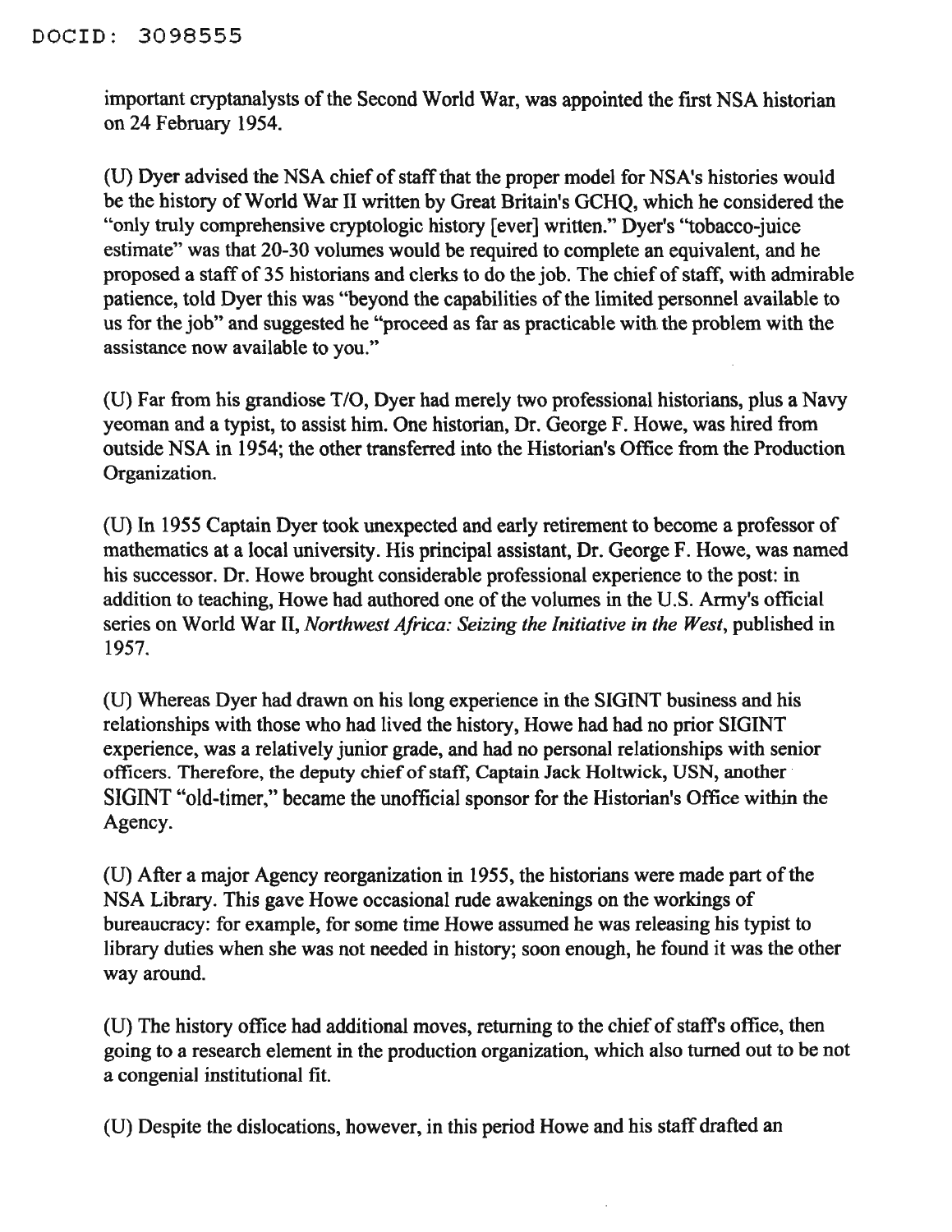important cryptanalysts of the Second World War, was appointed the first NSA historian on 24 February 1954.

(U) Dyer advised the NSA chief of staff that the proper model for NSA's histories would be the history of World War II written by Great Britain's GCHQ, which he considered the "only truly comprehensive cryptologic history [ever] written." Dyer's "tobacco-juice estimate" was that 20-30 volumes would be required to complete an equivalent, and he proposed a staff of 35 historians and clerks to do the job. The chief of staff, with admirable patience, told Dyer this was "beyond the capabilities of the limited personnel available to us for the job" and suggested he "proceed as far as practicable with the problem with the assistance now available to you."

(U) Far from his grandiose T/O, Dyer had merely two professional historians, plus a Navy yeoman and a typist, to assist him. One historian, Dr. George F. Howe, was hired from outside NSA in 1954; the other transferred into the Historian's Office from the Production Organization.

(U) In 1955 Captain Dyer took unexpected and early retirement to become a professor of mathematics at a local university. His principal assistant, Dr. George F. Howe, was named his successor. Dr. Howe brought considerable professional experience to the post: in addition to teaching, Howe had authored one of the volumes in the U.S. Army's official series on World War II, *Northwest Africa: Seizing the Initiative in the West*, published in 1957.

(U) Whereas Dyer had drawn on his long experience in the SIGINT business and his relationships with those who had lived the history, Howe had had no prior SIGINT experience, was a relatively junior grade, and had no personal relationships with senior officers. Therefore, the deputy chief of staff, Captain Jack Holtwick, USN, another SIGINT "old-timer," became the unofficial sponsor for the Historian's Office within the Agency.

(U) After a major Agency reorganization in 1955, the historians were made part of the NSA Library. This gave Howe occasional rude awakenings on the workings of bureaucracy: for example, for some time Howe assumed he was releasing his typist to library duties when she was not needed in history; soon enough, he found it was the other way around.

(U) The history office had additional moves, returning to the chief of staff's office, then going to a research element in the production organization, which also turned out to be not a congenial institutional fit.

(U) Despite the dislocations, however, in this period Howe and his staff drafted an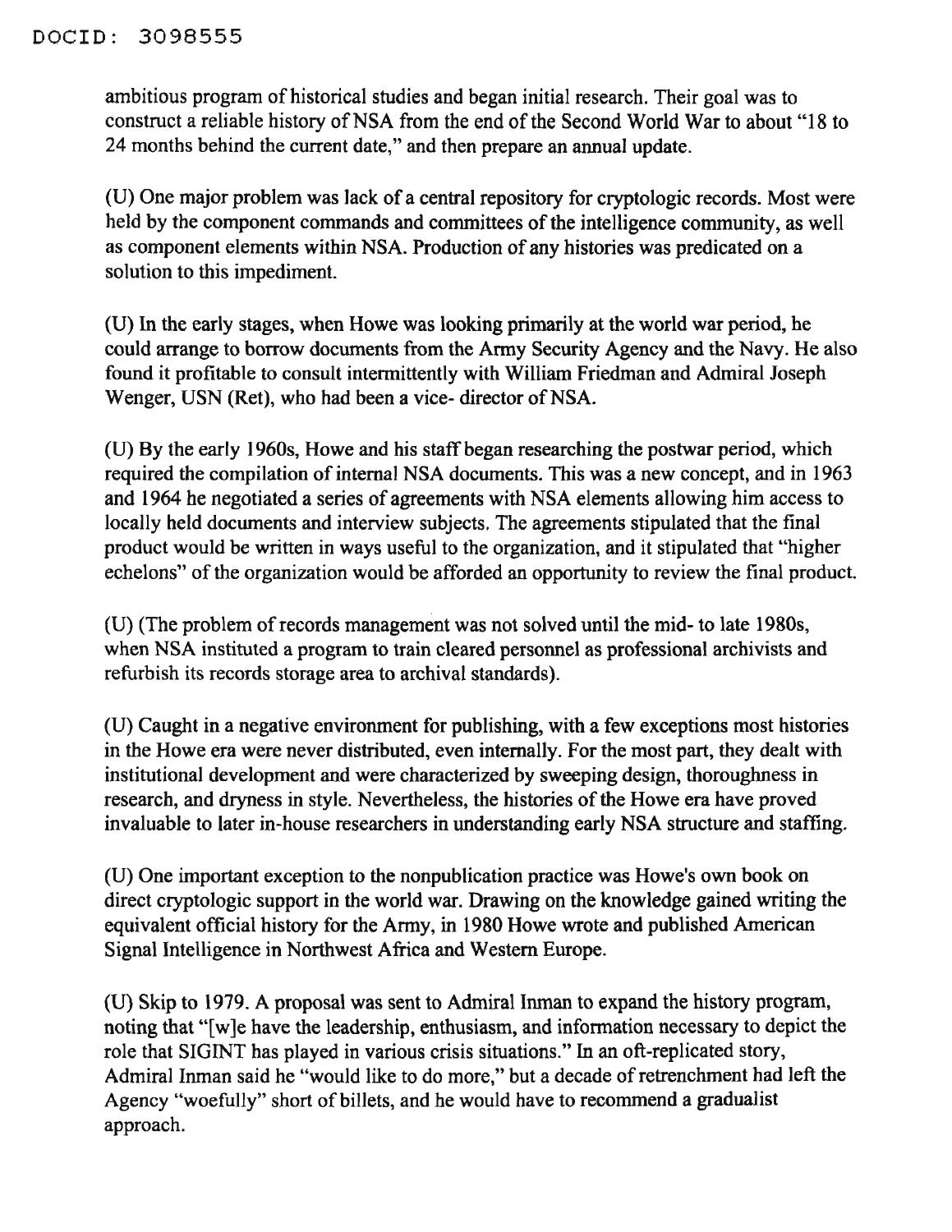ambitious program of historical studies and began initial research. Their goal was to construct a reliable history of NSA from the end of the Second World War to about "18 to 24 months behind the current date," and then prepare an annual update.

(U) One major problem was lack of a central repository for cryptologic records. Most were held by the component commands and committees of the intelligence community, as well as component elements within NSA. Production of any histories was predicated on a solution to this impediment.

(U) In the early stages, when Howe was looking primarily at the world war period, he could arrange to borrow documents from the Army Security Agency and the Navy. He also found it profitable to consult intermittently with William Friedman and Admiral Joseph Wenger, USN (Ret), who had been a vice- director of NSA.

(U) By the early 1960s, Howe and his staff began researching the postwar period, which required the compilation of internal NSA documents. This was a new concept, and in 1963 and 1964 he negotiated a series of agreements with NSA elements allowing him access to locally held documents and interview subjects. The agreements stipulated that the final product would be written in ways useful to the organization, and it stipulated that "higher echelons" of the organization would be afforded an opportunity to review the final product.

(U) (The problem of records management was not solved until the mid- to late 1980s, when NSA instituted a program to train cleared personnel as professional archivists and refurbish its records storage area to archival standards).

(U) Caught in a negative environment for publishing, with a few exceptions most histories in the Howe era were never distributed, even internally. For the most part, they dealt with institutional development and were characterized by sweeping design, thoroughness in research, and dryness in style. Nevertheless, the histories of the Howe era have proved invaluable to later in-house researchers in understanding early NSA structure and staffing.

(U) One important exception to the nonpublication practice was Howe's own book on direct cryptologic support in the world war. Drawing on the knowledge gained writing the equivalent official history for the Army, in 1980 Howe wrote and published American Signal Intelligence in Northwest Africa and Western Europe.

(U) Skip to 1979. A proposal was sent to Admiral Inman to expand the history program, noting that "[w]e have the leadership, enthusiasm, and information necessary to depict the role that SIGINT has played in various crisis situations." In an oft-replicated story, Admiral Inman said he "would like to do more," but a decade of retrenchment had left the Agency "woefully" short of billets, and he would have to recommend a gradualist approach.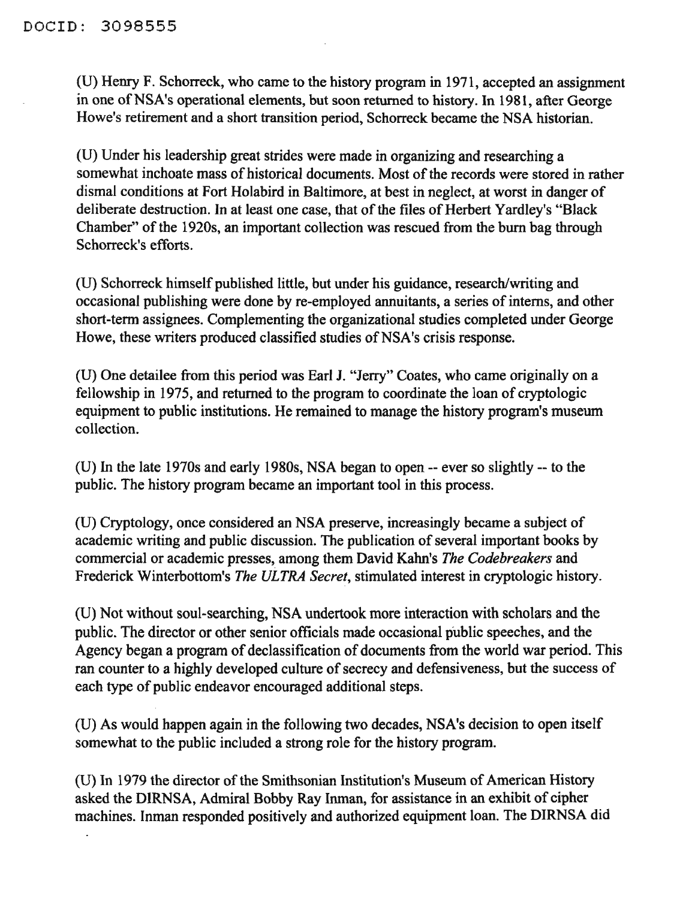(U) Henry F. Schorreck, who came to the history program in 1971, accepted an assignment in one of NSA's operational elements, but soon returned to history. In 1981, after George Howe's retirement and a short transition period, Schorreck became the NSA historian.

(U) Under his leadership great strides were made in organizing and researching a somewhat inchoate mass of historical documents. Most of the records were stored in rather dismal conditions at Fort Holabird in Baltimore, at best in neglect, at worst in danger of deliberate destruction. In at least one case, that of the files of Herbert Yardley's "Black Chamber" of the 1920s, an important collection was rescued from the burn bag through Schorreck's efforts.

(U) Schorreck himself published little, but under his guidance, research/writing and occasional publishing were done by re-employed annuitants, a series of interns, and other short-term assignees. Complementing the organizational studies completed under George Howe, these writers produced classified studies of NSA's crisis response.

(U) One detailee from this period was Earl J. "Jerry" Coates, who came originally on a fellowship in 1975, and returned to the program to coordinate the loan of cryptologic equipment to public institutions. He remained to manage the history program's museum collection.

(U) In the late 1970s and early 1980s, NSA began to open -- ever so slightly -- to the public. The history program became an important tool in this process.

(U) Cryptology, once considered an NSA preserve, increasingly became a subject of academic writing and public discussion. The publication of several important books by commercial or academic presses, among them David Kahn's *The Codebreakers* and Frederick Winterbottom's *The ULTRA Secret*, stimulated interest in cryptologic history.

(U) Not without soul-searching, NSA undertook more interaction with scholars and the public. The director or other senior officials made occasional public speeches, and the Agency began a program of declassification of documents from the world war period. This ran counter to a highly developed culture of secrecy and defensiveness, but the success of each type of public endeavor encouraged additional steps.

(U) As would happen again in the following two decades, NSA's decision to open itself somewhat to the public included a strong role for the history program.

(U) In 1979 the director of the Smithsonian Institution's Museum of American History asked the DIRNSA, Admiral Bobby Ray Inman, for assistance in an exhibit of cipher machines. Inman responded positively and authorized equipment loan. The DIRNSA did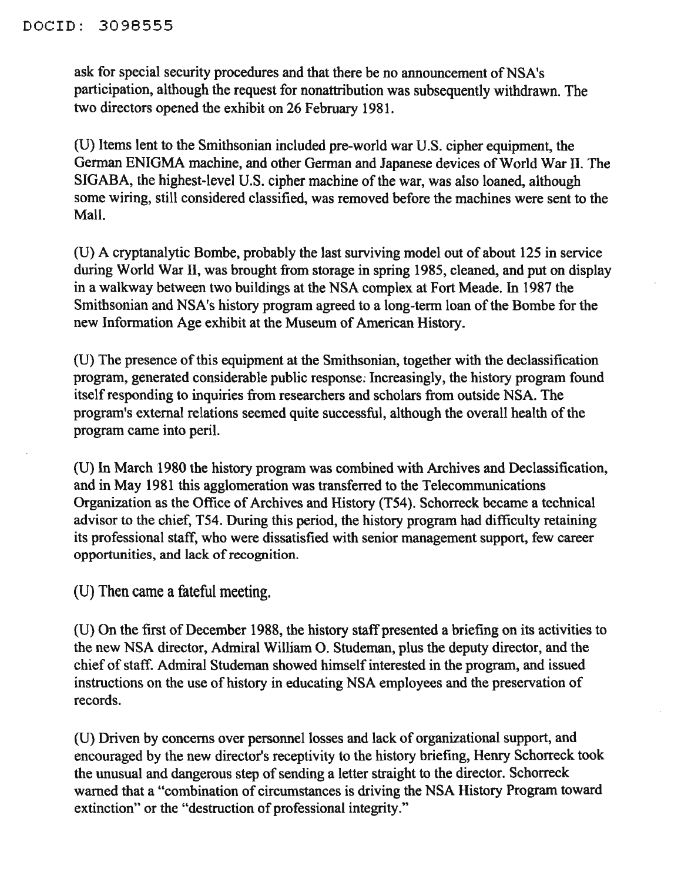ask for special security procedures and that there be no announcement of NSA's participation, although the request for nonattribution was subsequently withdrawn. The two directors opened the exhibit on 26 February 1981.

(U) Items lent to the Smithsonian included pre-world war U.S. cipher equipment, the German ENIGMA machine, and other German and Japanese devices of World War II. The SIGABA, the highest-level U.S. cipher machine of the war, was also loaned, although some wiring, still considered classified, was removed before the machines were sent to the Mall.

(U) A cryptanalytic Bombe, probably the last surviving model out of about 125 in service during World War II, was brought from storage in spring 1985, cleaned, and put on display in a walkway between two buildings at the NSA complex at Fort Meade. In 1987 the Smithsonian and NSA's history program agreed to a long-term loan of the Bombe for the new Information Age exhibit at the Museum of American History.

(U) The presence of this equipment at the Smithsonian, together with the declassification program, generated considerable public response. Increasingly, the history program found itself responding to inquiries from researchers and scholars from outside NSA. The program's external relations seemed quite successful, although the overall health of the program came into peril.

(U) In March 1980 the history program was combined with Archives and Declassification, and in May 1981 this agglomeration was transferred to the Telecommunications Organization as the Office of Archives and History (T54). Schorreck became a technical advisor to the chief, T54. During this period, the history program had difficulty retaining its professional staff, who were dissatisfied with senior management support, few career opportunities, and lack of recognition.

(U) Then came a fateful meeting.

(U) On the first of December 1988, the history staff presented a briefing on its activities to the new NSA director, Admiral William O. Studeman, plus the deputy director, and the chief of staff. Admiral Studeman showed himself interested in the program, and issued instructions on the use of history in educating NSA employees and the preservation of records.

(U) Driven by concerns over personnel losses and lack of organizational support, and encouraged by the new director's receptivity to the history briefing, Henry Schorreck took the unusual and dangerous step of sending a letter straight to the director. Schorreck warned that a "combination of circumstances is driving the NSA History Program toward extinction" or the "destruction of professional integrity."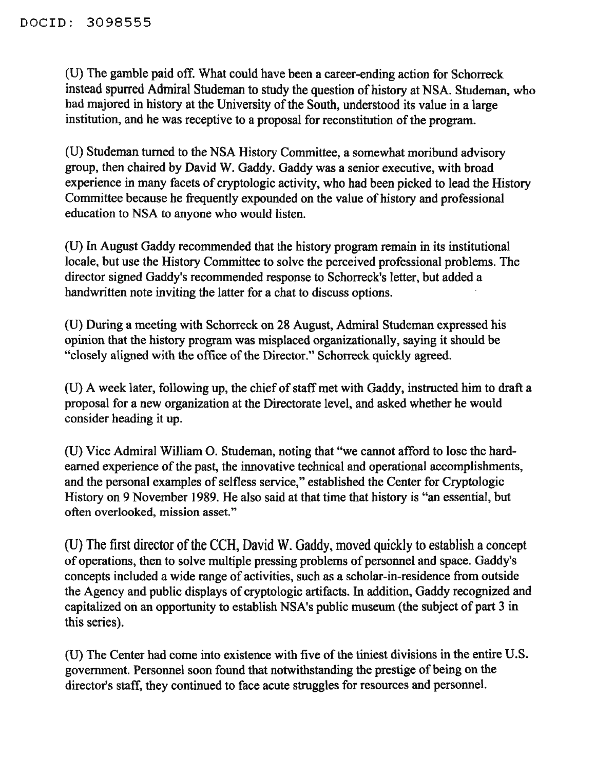(U) The gamble paid off. What could have been a career-ending action for Schorreck instead spurred Admiral Studeman to study the question of history at NSA. Studeman, who had majored in history at the University of the South, understood its value in a large institution, and he was receptive to a proposal for reconstitution of the program.

(U) Studeman turned to the NSA History Committee, a somewhat moribund advisory group, then chaired by David W. Gaddy. Gaddy was a senior executive, with broad experience in many facets of cryptologic activity, who had been picked to lead the History Committee because he frequently expounded on the value of history and professional education to NSA to anyone who would listen.

(U) In August Gaddy recommended that the history program remain in its institutional locale, but use the History Committee to solve the perceived professional problems. The director signed Gaddy's recommended response to Schorreck's letter, but added a handwritten note inviting the latter for a chat to discuss options.

(U) During a meeting with Schorreck on 28 August, Admiral Studeman expressed his opinion that the history program was misplaced organizationally, saying it should be "closely aligned with the office of the Director." Schorreck quickly agreed.

(U) A week later, following up, the chief of staff met with Gaddy, instructed him to draft a proposal for a new organization at the Directorate level, and asked whether he would consider heading it up.

(U) Vice Admiral William O. Studeman, noting that "we cannot afford to lose the hard-earned experience of the past, the innovative technical and operational accomplishments, and the personal examples of selfless service," established the Center for Cryptologic History on 9 November 1989. He also said at that time that history is "an essential, but often overlooked, mission asset."

(U) The first director of the CCH, David W. Gaddy, moved quickly to establish a concept of operations, then to solve multiple pressing problems of personnel and space. Gaddy's concepts included a wide range of activities, such as a scholar-in-residence from outside the Agency and public displays of cryptologic artifacts. In addition, Gaddy recognized and capitalized on an opportunity to establish NSA's public museum (the subject of part 3 in this series).

(U) The Center had come into existence with five of the tiniest divisions in the entire U.S. government. Personnel soon found that notwithstanding the prestige of being on the director's staff, they continued to face acute struggles for resources and personnel.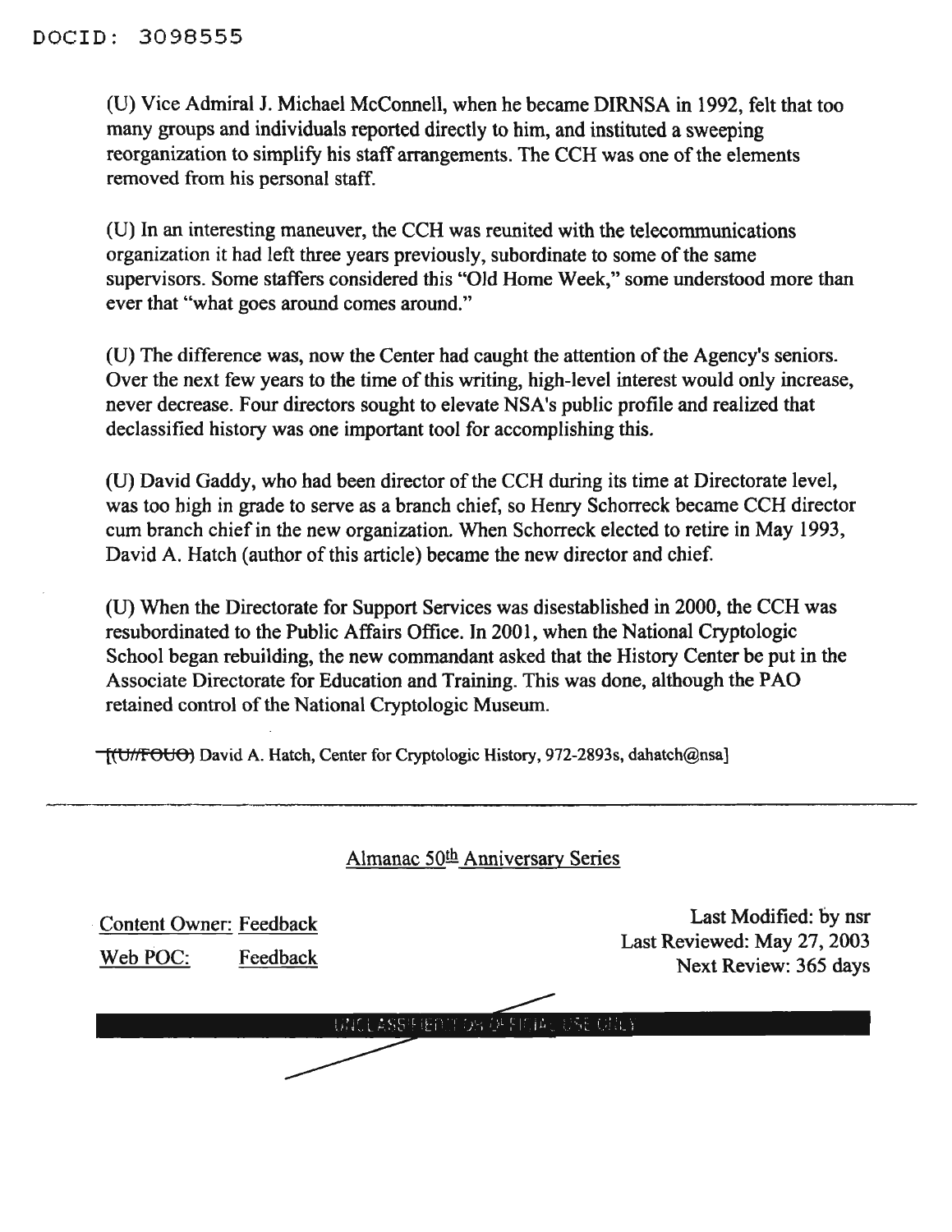(U) Vice Admiral J. Michael McConnell, when he became DIRNSA in 1992, felt that too many groups and individuals reported directly to him, and instituted a sweeping reorganization to simplify his staff arrangements. The CCH was one of the elements removed from his personal staff.

(U) In an interesting maneuver, the CCH was reunited with the telecommunications organization it had left three years previously, subordinate to some of the same supervisors. Some staffers considered this "Old Home Week," some understood more than ever that "what goes around comes around."

(U) The difference was, now the Center had caught the attention of the Agency's seniors. Over the next few years to the time of this writing, high-level interest would only increase, never decrease. Four directors sought to elevate NSA's public profile and realized that declassified history was one important tool for accomplishing this.

(U) David Gaddy, who had been director of the CCH during its time at Directorate level, was too high in grade to serve as a branch chief, so Henry Schorreck became CCH director cum branch chief in the new organization. When Schorreck elected to retire in May 1993, David A. Hatch (author of this article) became the new director and chief.

(U) When the Directorate for Support Services was disestablished in 2000, the CCH was resubordinated to the Public Affairs Office. In 2001, when the National Cryptologic School began rebuilding, the new commandant asked that the History Center be put in the Associate Directorate for Education and Training. This was done, although the PAO retained control of the National Cryptologic Museum.

~~[(U//FOUO)~~ David A. Hatch, Center for Cryptologic History, 972-2893s, dahatch@nsa]

---

Almanac 50th Anniversary Series

Content Owner: Feedback
Web POC: Feedback

Last Modified: by nsr
Last Reviewed: May 27, 2003
Next Review: 365 days

UNCLASSIFIED//FOR OFFICIAL USE ONLY